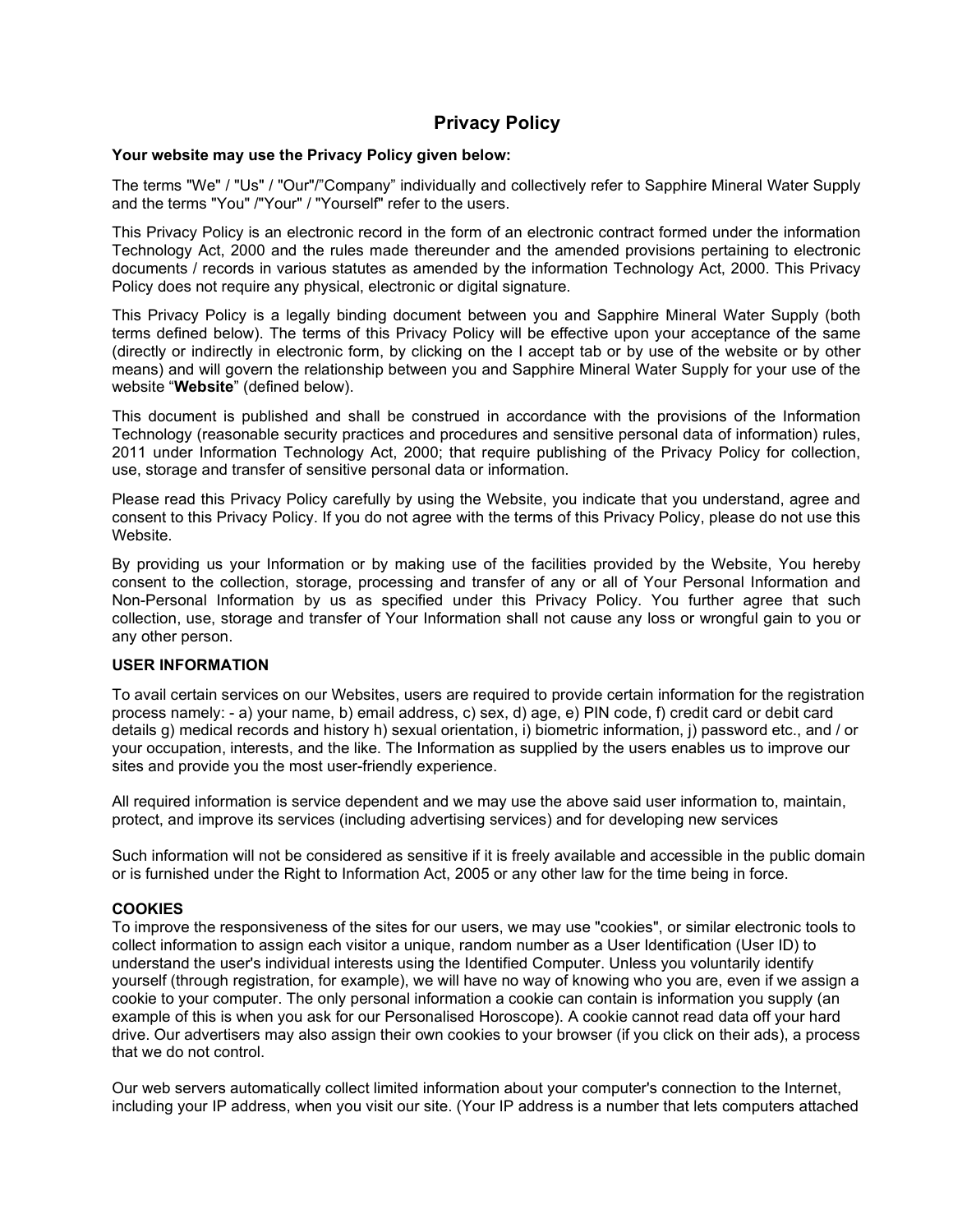# Privacy Policy

**Your website may use the Privacy Policy given below:**

The terms "We" / "Us" / "Our"/"Company" individually and collectively refer to Sapphire Mineral Water Supply and the terms "You" /"Your" / "Yourself" refer to the users.

This Privacy Policy is an electronic record in the form of an electronic contract formed under the information Technology Act, 2000 and the rules made thereunder and the amended provisions pertaining to electronic documents / records in various statutes as amended by the information Technology Act, 2000. This Privacy Policy does not require any physical, electronic or digital signature.

This Privacy Policy is a legally binding document between you and Sapphire Mineral Water Supply (both terms defined below). The terms of this Privacy Policy will be effective upon your acceptance of the same (directly or indirectly in electronic form, by clicking on the I accept tab or by use of the website or by other means) and will govern the relationship between you and Sapphire Mineral Water Supply for your use of the website "**Website**" (defined below).

This document is published and shall be construed in accordance with the provisions of the Information Technology (reasonable security practices and procedures and sensitive personal data of information) rules, 2011 under Information Technology Act, 2000; that require publishing of the Privacy Policy for collection, use, storage and transfer of sensitive personal data or information.

Please read this Privacy Policy carefully by using the Website, you indicate that you understand, agree and consent to this Privacy Policy. If you do not agree with the terms of this Privacy Policy, please do not use this Website.

By providing us your Information or by making use of the facilities provided by the Website, You hereby consent to the collection, storage, processing and transfer of any or all of Your Personal Information and Non-Personal Information by us as specified under this Privacy Policy. You further agree that such collection, use, storage and transfer of Your Information shall not cause any loss or wrongful gain to you or any other person.

**USER INFORMATION**

To avail certain services on our Websites, users are required to provide certain information for the registration process namely: - a) your name, b) email address, c) sex, d) age, e) PIN code, f) credit card or debit card details g) medical records and history h) sexual orientation, i) biometric information, j) password etc., and / or your occupation, interests, and the like. The Information as supplied by the users enables us to improve our sites and provide you the most user-friendly experience.

All required information is service dependent and we may use the above said user information to, maintain, protect, and improve its services (including advertising services) and for developing new services

Such information will not be considered as sensitive if it is freely available and accessible in the public domain or is furnished under the Right to Information Act, 2005 or any other law for the time being in force.

**COOKIES**

To improve the responsiveness of the sites for our users, we may use "cookies", or similar electronic tools to collect information to assign each visitor a unique, random number as a User Identification (User ID) to understand the user's individual interests using the Identified Computer. Unless you voluntarily identify yourself (through registration, for example), we will have no way of knowing who you are, even if we assign a cookie to your computer. The only personal information a cookie can contain is information you supply (an example of this is when you ask for our Personalised Horoscope). A cookie cannot read data off your hard drive. Our advertisers may also assign their own cookies to your browser (if you click on their ads), a process that we do not control.

Our web servers automatically collect limited information about your computer's connection to the Internet, including your IP address, when you visit our site. (Your IP address is a number that lets computers attached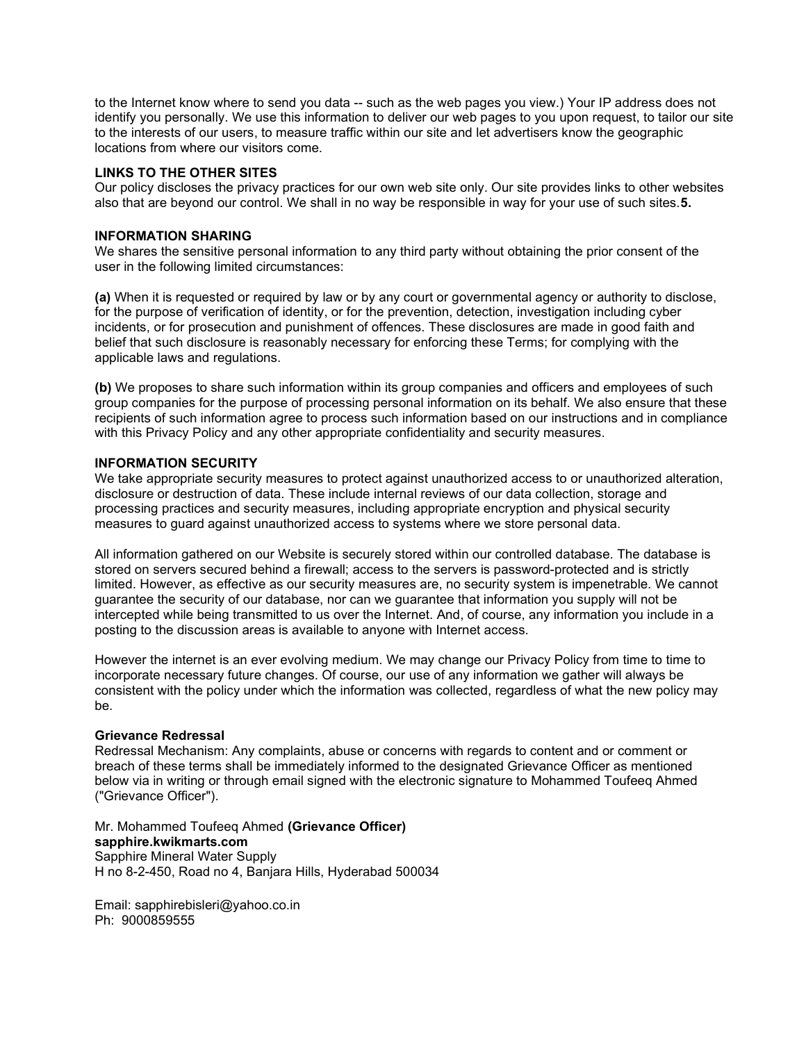to the Internet know where to send you data -- such as the web pages you view.) Your IP address does not identify you personally. We use this information to deliver our web pages to you upon request, to tailor our site to the interests of our users, to measure traffic within our site and let advertisers know the geographic locations from where our visitors come.

**LINKS TO THE OTHER SITES**

Our policy discloses the privacy practices for our own web site only. Our site provides links to other websites also that are beyond our control. We shall in no way be responsible in way for your use of such sites.**5.**

**INFORMATION SHARING**

We shares the sensitive personal information to any third party without obtaining the prior consent of the user in the following limited circumstances:

**(a)** When it is requested or required by law or by any court or governmental agency or authority to disclose, for the purpose of verification of identity, or for the prevention, detection, investigation including cyber incidents, or for prosecution and punishment of offences. These disclosures are made in good faith and belief that such disclosure is reasonably necessary for enforcing these Terms; for complying with the applicable laws and regulations.

**(b)** We proposes to share such information within its group companies and officers and employees of such group companies for the purpose of processing personal information on its behalf. We also ensure that these recipients of such information agree to process such information based on our instructions and in compliance with this Privacy Policy and any other appropriate confidentiality and security measures.

**INFORMATION SECURITY**

We take appropriate security measures to protect against unauthorized access to or unauthorized alteration, disclosure or destruction of data. These include internal reviews of our data collection, storage and processing practices and security measures, including appropriate encryption and physical security measures to guard against unauthorized access to systems where we store personal data.

All information gathered on our Website is securely stored within our controlled database. The database is stored on servers secured behind a firewall; access to the servers is password-protected and is strictly limited. However, as effective as our security measures are, no security system is impenetrable. We cannot guarantee the security of our database, nor can we guarantee that information you supply will not be intercepted while being transmitted to us over the Internet. And, of course, any information you include in a posting to the discussion areas is available to anyone with Internet access.

However the internet is an ever evolving medium. We may change our Privacy Policy from time to time to incorporate necessary future changes. Of course, our use of any information we gather will always be consistent with the policy under which the information was collected, regardless of what the new policy may be.

**Grievance Redressal**

Redressal Mechanism: Any complaints, abuse or concerns with regards to content and or comment or breach of these terms shall be immediately informed to the designated Grievance Officer as mentioned below via in writing or through email signed with the electronic signature to Mohammed Toufeeq Ahmed ("Grievance Officer").

Mr. Mohammed Toufeeq Ahmed **(Grievance Officer)**
**sapphire.kwikmarts.com**
Sapphire Mineral Water Supply
H no 8-2-450, Road no 4, Banjara Hills, Hyderabad 500034

Email: sapphirebisleri@yahoo.co.in
Ph: 9000859555